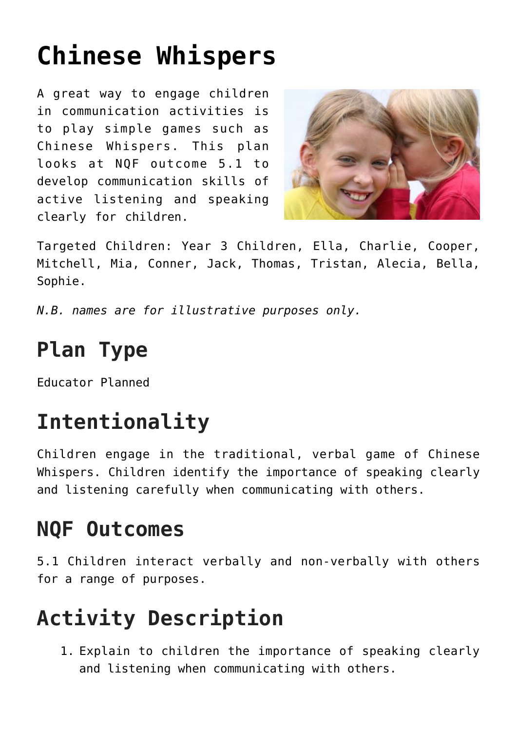# Chinese Whispers

A great way to engage children in communication activities is to play simple games such as Chinese Whispers. This plan looks at NQF outcome 5.1 to develop communication skills of active listening and speaking clearly for children.

Targeted Children: Year 3 Children, Ella, Charlie, Cooper, Mitchell, Mia, Conner, Jack, Thomas, Tristan, Alecia, Bella, Sophie.

*N.B. names are for illustrative purposes only.*

## Plan Type

Educator Planned

## Intentionality

Children engage in the traditional, verbal game of Chinese Whispers. Children identify the importance of speaking clearly and listening carefully when communicating with others.

## NQF Outcomes

5.1 Children interact verbally and non-verbally with others for a range of purposes.

## Activity Description

1. Explain to children the importance of speaking clearly and listening when communicating with others.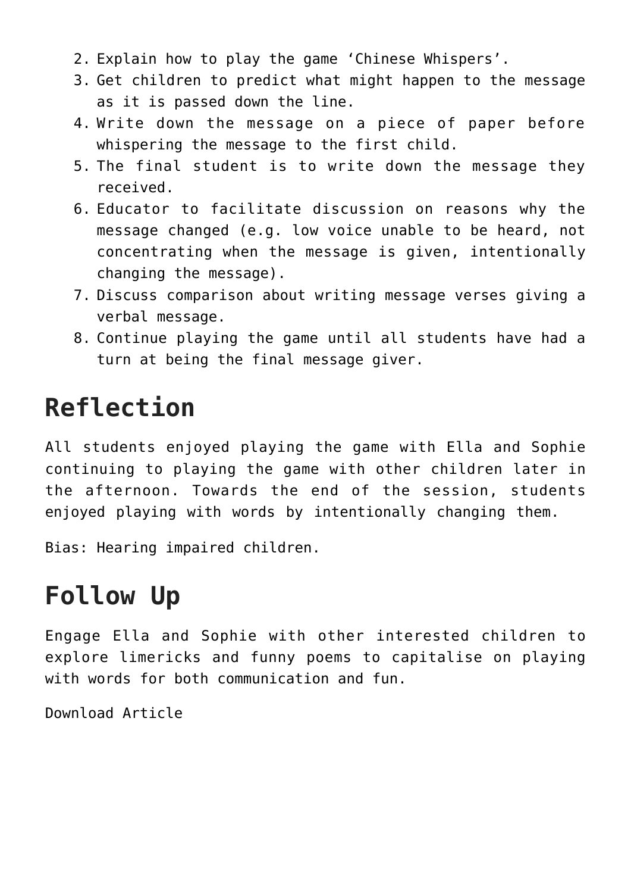2. Explain how to play the game 'Chinese Whispers'.
3. Get children to predict what might happen to the message as it is passed down the line.
4. Write down the message on a piece of paper before whispering the message to the first child.
5. The final student is to write down the message they received.
6. Educator to facilitate discussion on reasons why the message changed (e.g. low voice unable to be heard, not concentrating when the message is given, intentionally changing the message).
7. Discuss comparison about writing message verses giving a verbal message.
8. Continue playing the game until all students have had a turn at being the final message giver.

## Reflection

All students enjoyed playing the game with Ella and Sophie continuing to playing the game with other children later in the afternoon. Towards the end of the session, students enjoyed playing with words by intentionally changing them.

Bias: Hearing impaired children.

## Follow Up

Engage Ella and Sophie with other interested children to explore limericks and funny poems to capitalise on playing with words for both communication and fun.

Download Article